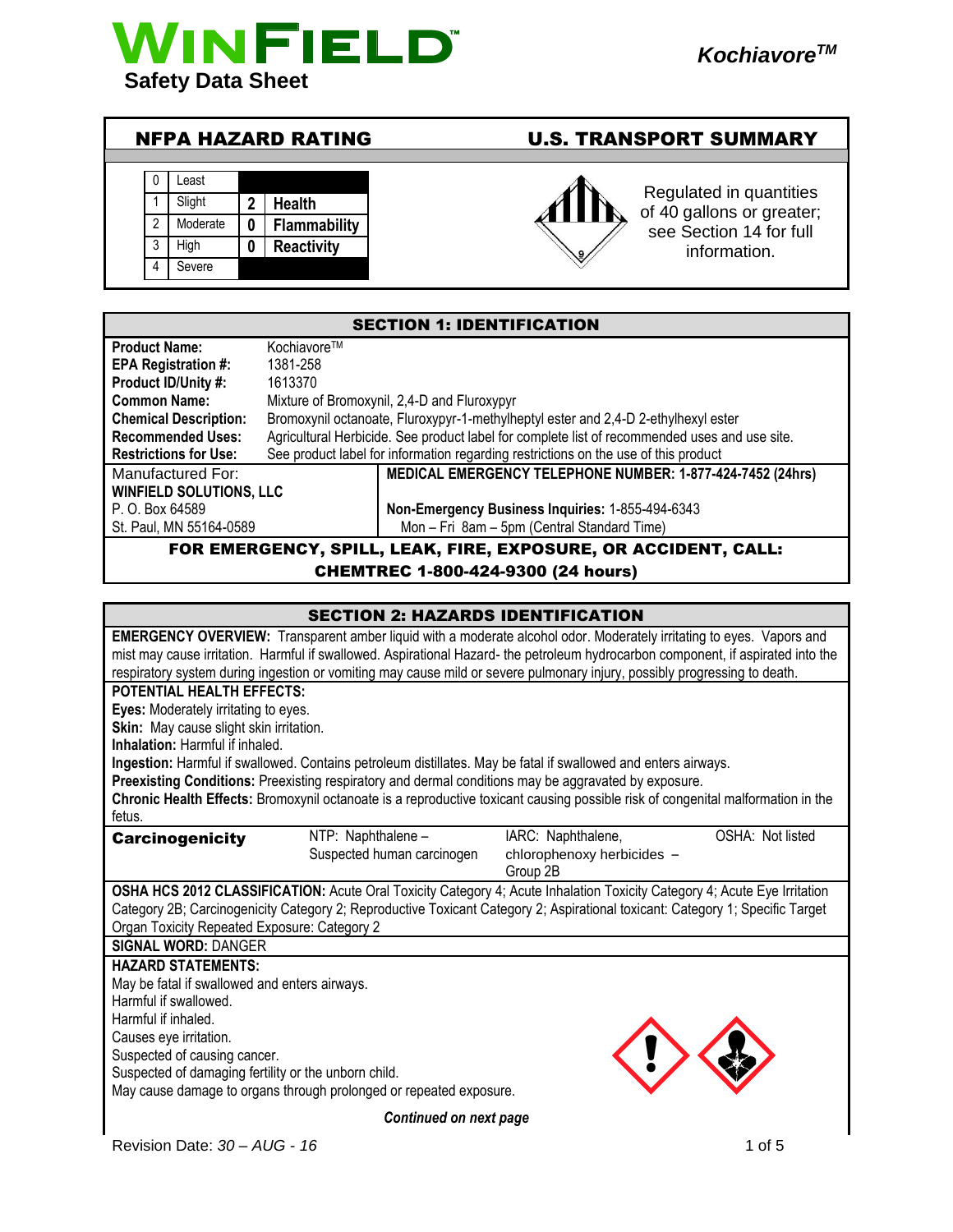# WINFIELD™ Safety Data Sheet

*Kochiavore™*

## NFPA HAZARD RATING

| | | | |
|---|---|---|---|
| 0 | Least | | |
| 1 | Slight | 2 | Health |
| 2 | Moderate | 0 | Flammability |
| 3 | High | 0 | Reactivity |
| 4 | Severe | | |

## U.S. TRANSPORT SUMMARY

Regulated in quantities of 40 gallons or greater; see Section 14 for full information.

## SECTION 1: IDENTIFICATION

| | |
|---|---|
| **Product Name:** | Kochiavore™ |
| **EPA Registration #:** | 1381-258 |
| **Product ID/Unity #:** | 1613370 |
| **Common Name:** | Mixture of Bromoxynil, 2,4-D and Fluroxypyr |
| **Chemical Description:** | Bromoxynil octanoate, Fluroxypyr-1-methylheptyl ester and 2,4-D 2-ethylhexyl ester |
| **Recommended Uses:** | Agricultural Herbicide. See product label for complete list of recommended uses and use site. |
| **Restrictions for Use:** | See product label for information regarding restrictions on the use of this product |

Manufactured For:
**WINFIELD SOLUTIONS, LLC**
P. O. Box 64589
St. Paul, MN 55164-0589

**MEDICAL EMERGENCY TELEPHONE NUMBER: 1-877-424-7452 (24hrs)**

**Non-Emergency Business Inquiries:** 1-855-494-6343
Mon – Fri 8am – 5pm (Central Standard Time)

**FOR EMERGENCY, SPILL, LEAK, FIRE, EXPOSURE, OR ACCIDENT, CALL: CHEMTREC 1-800-424-9300 (24 hours)**

## SECTION 2: HAZARDS IDENTIFICATION

**EMERGENCY OVERVIEW:** Transparent amber liquid with a moderate alcohol odor. Moderately irritating to eyes. Vapors and mist may cause irritation. Harmful if swallowed. Aspirational Hazard- the petroleum hydrocarbon component, if aspirated into the respiratory system during ingestion or vomiting may cause mild or severe pulmonary injury, possibly progressing to death.

**POTENTIAL HEALTH EFFECTS:**

**Eyes:** Moderately irritating to eyes.
**Skin:** May cause slight skin irritation.
**Inhalation:** Harmful if inhaled.
**Ingestion:** Harmful if swallowed. Contains petroleum distillates. May be fatal if swallowed and enters airways.
**Preexisting Conditions:** Preexisting respiratory and dermal conditions may be aggravated by exposure.
**Chronic Health Effects:** Bromoxynil octanoate is a reproductive toxicant causing possible risk of congenital malformation in the fetus.

| **Carcinogenicity** | NTP: Naphthalene – Suspected human carcinogen | IARC: Naphthalene, chlorophenoxy herbicides – Group 2B | OSHA: Not listed |
|---|---|---|---|

**OSHA HCS 2012 CLASSIFICATION:** Acute Oral Toxicity Category 4; Acute Inhalation Toxicity Category 4; Acute Eye Irritation Category 2B; Carcinogenicity Category 2; Reproductive Toxicant Category 2; Aspirational toxicant: Category 1; Specific Target Organ Toxicity Repeated Exposure: Category 2

**SIGNAL WORD:** DANGER

**HAZARD STATEMENTS:**

May be fatal if swallowed and enters airways.
Harmful if swallowed.
Harmful if inhaled.
Causes eye irritation.
Suspected of causing cancer.
Suspected of damaging fertility or the unborn child.
May cause damage to organs through prolonged or repeated exposure.

*Continued on next page*

Revision Date: *30 – AUG - 16*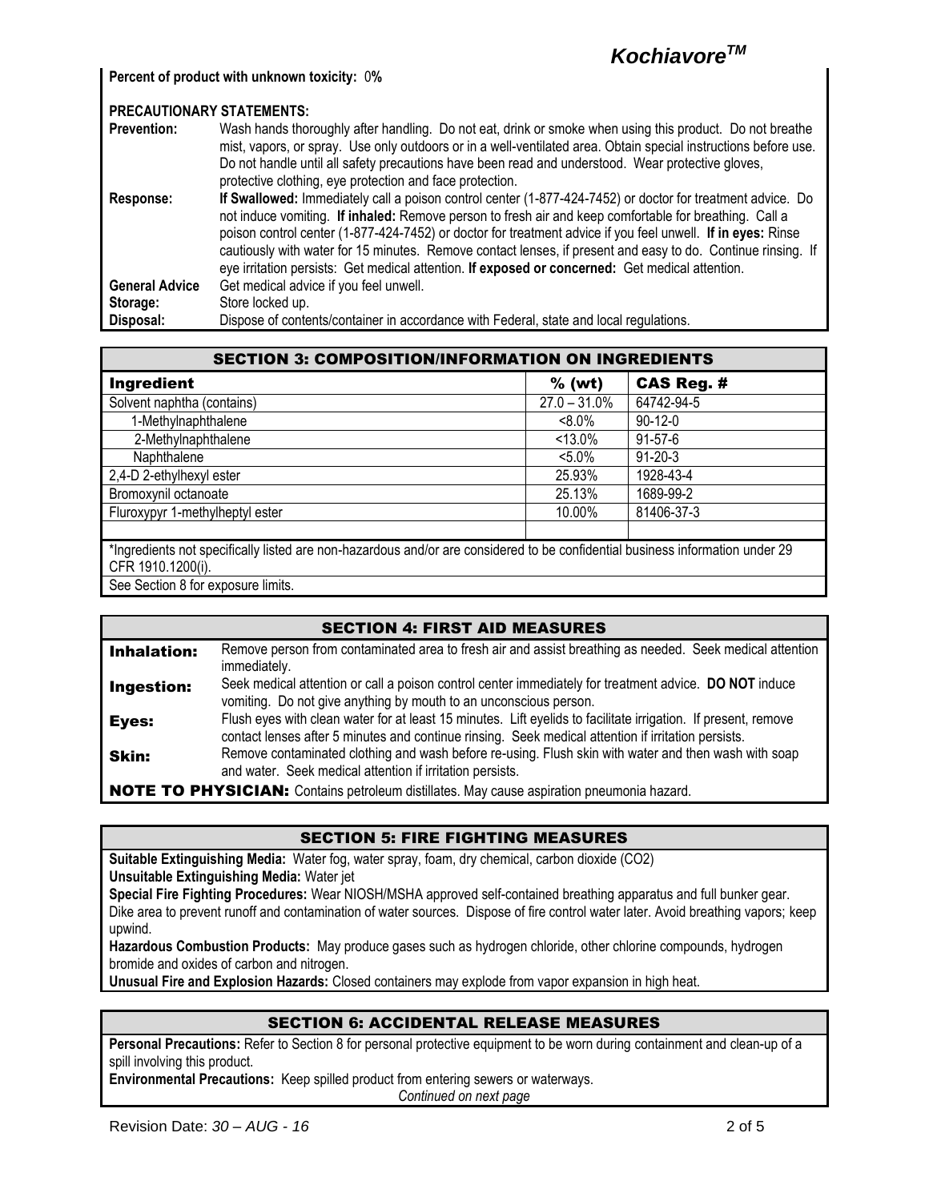**Percent of product with unknown toxicity:** 0**%**

**PRECAUTIONARY STATEMENTS:**

| | |
|---|---|
| **Prevention:** | Wash hands thoroughly after handling. Do not eat, drink or smoke when using this product. Do not breathe mist, vapors, or spray. Use only outdoors or in a well-ventilated area. Obtain special instructions before use. Do not handle until all safety precautions have been read and understood. Wear protective gloves, protective clothing, eye protection and face protection. |
| **Response:** | **If Swallowed:** Immediately call a poison control center (1-877-424-7452) or doctor for treatment advice. Do not induce vomiting. **If inhaled:** Remove person to fresh air and keep comfortable for breathing. Call a poison control center (1-877-424-7452) or doctor for treatment advice if you feel unwell. **If in eyes:** Rinse cautiously with water for 15 minutes. Remove contact lenses, if present and easy to do. Continue rinsing. If eye irritation persists: Get medical attention. **If exposed or concerned:** Get medical attention. |
| **General Advice** | Get medical advice if you feel unwell. |
| **Storage:** | Store locked up. |
| **Disposal:** | Dispose of contents/container in accordance with Federal, state and local regulations. |

## SECTION 3: COMPOSITION/INFORMATION ON INGREDIENTS

| Ingredient | % (wt) | CAS Reg. # |
|---|---|---|
| Solvent naphtha (contains) | 27.0 – 31.0% | 64742-94-5 |
| 1-Methylnaphthalene | <8.0% | 90-12-0 |
| 2-Methylnaphthalene | <13.0% | 91-57-6 |
| Naphthalene | <5.0% | 91-20-3 |
| 2,4-D 2-ethylhexyl ester | 25.93% | 1928-43-4 |
| Bromoxynil octanoate | 25.13% | 1689-99-2 |
| Fluroxypyr 1-methylheptyl ester | 10.00% | 81406-37-3 |
| | | |

*Ingredients not specifically listed are non-hazardous and/or are considered to be confidential business information under 29 CFR 1910.1200(i).

See Section 8 for exposure limits.

## SECTION 4: FIRST AID MEASURES

| | |
|---|---|
| **Inhalation:** | Remove person from contaminated area to fresh air and assist breathing as needed. Seek medical attention immediately. |
| **Ingestion:** | Seek medical attention or call a poison control center immediately for treatment advice. **DO NOT** induce vomiting. Do not give anything by mouth to an unconscious person. |
| **Eyes:** | Flush eyes with clean water for at least 15 minutes. Lift eyelids to facilitate irrigation. If present, remove contact lenses after 5 minutes and continue rinsing. Seek medical attention if irritation persists. |
| **Skin:** | Remove contaminated clothing and wash before re-using. Flush skin with water and then wash with soap and water. Seek medical attention if irritation persists. |

**NOTE TO PHYSICIAN:** Contains petroleum distillates. May cause aspiration pneumonia hazard.

## SECTION 5: FIRE FIGHTING MEASURES

**Suitable Extinguishing Media:** Water fog, water spray, foam, dry chemical, carbon dioxide ($CO_2$)

**Unsuitable Extinguishing Media:** Water jet

**Special Fire Fighting Procedures:** Wear NIOSH/MSHA approved self-contained breathing apparatus and full bunker gear. Dike area to prevent runoff and contamination of water sources. Dispose of fire control water later. Avoid breathing vapors; keep upwind.

**Hazardous Combustion Products:** May produce gases such as hydrogen chloride, other chlorine compounds, hydrogen bromide and oxides of carbon and nitrogen.

**Unusual Fire and Explosion Hazards:** Closed containers may explode from vapor expansion in high heat.

## SECTION 6: ACCIDENTAL RELEASE MEASURES

**Personal Precautions:** Refer to Section 8 for personal protective equipment to be worn during containment and clean-up of a spill involving this product.

**Environmental Precautions:** Keep spilled product from entering sewers or waterways.

*Continued on next page*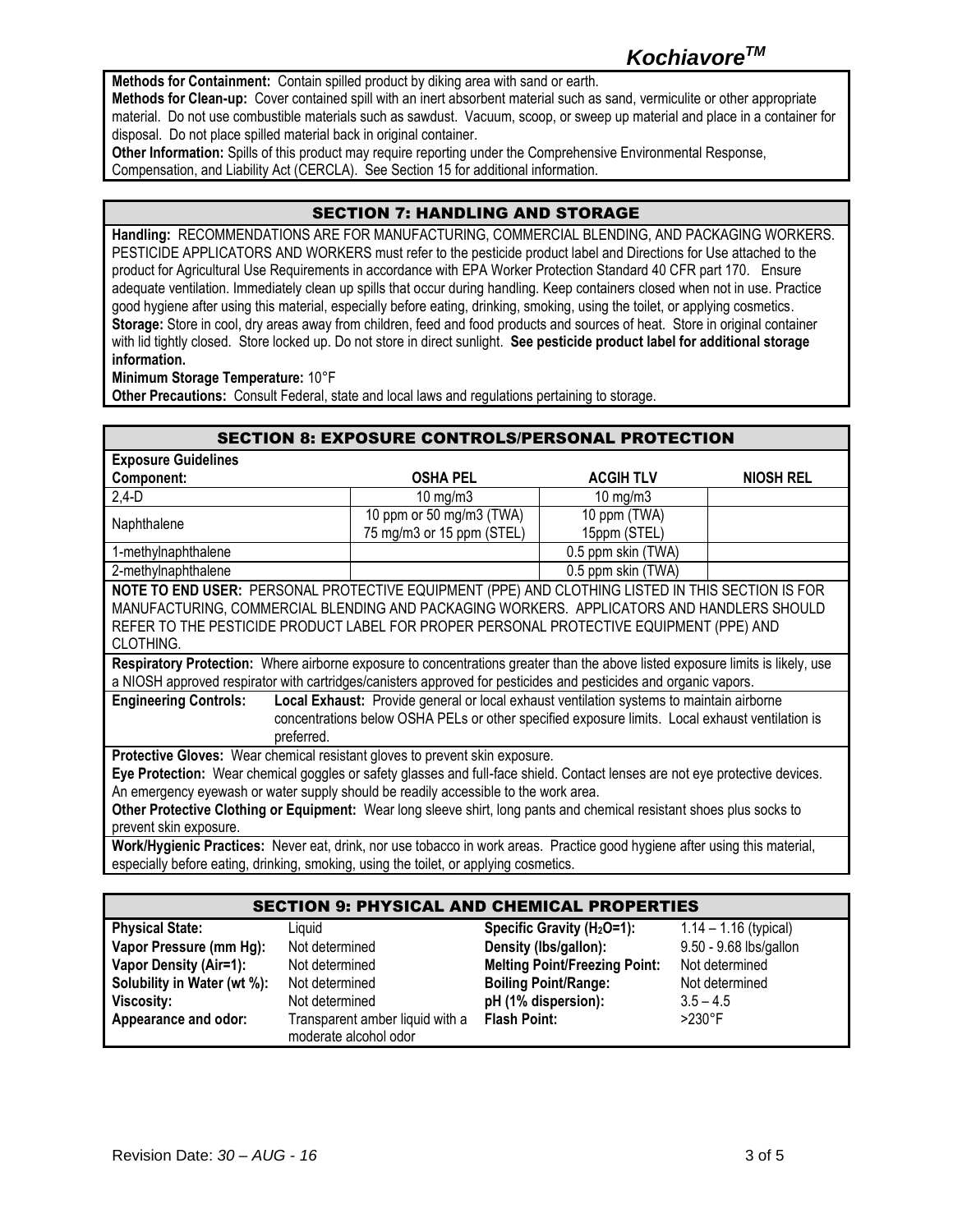**Methods for Containment:** Contain spilled product by diking area with sand or earth.
**Methods for Clean-up:** Cover contained spill with an inert absorbent material such as sand, vermiculite or other appropriate material. Do not use combustible materials such as sawdust. Vacuum, scoop, or sweep up material and place in a container for disposal. Do not place spilled material back in original container.
**Other Information:** Spills of this product may require reporting under the Comprehensive Environmental Response, Compensation, and Liability Act (CERCLA). See Section 15 for additional information.

## SECTION 7: HANDLING AND STORAGE

**Handling:** RECOMMENDATIONS ARE FOR MANUFACTURING, COMMERCIAL BLENDING, AND PACKAGING WORKERS. PESTICIDE APPLICATORS AND WORKERS must refer to the pesticide product label and Directions for Use attached to the product for Agricultural Use Requirements in accordance with EPA Worker Protection Standard 40 CFR part 170. Ensure adequate ventilation. Immediately clean up spills that occur during handling. Keep containers closed when not in use. Practice good hygiene after using this material, especially before eating, drinking, smoking, using the toilet, or applying cosmetics.
**Storage:** Store in cool, dry areas away from children, feed and food products and sources of heat. Store in original container with lid tightly closed. Store locked up. Do not store in direct sunlight. **See pesticide product label for additional storage information.**
**Minimum Storage Temperature:** 10°F
**Other Precautions:** Consult Federal, state and local laws and regulations pertaining to storage.

## SECTION 8: EXPOSURE CONTROLS/PERSONAL PROTECTION

**Exposure Guidelines**

| Component: | OSHA PEL | ACGIH TLV | NIOSH REL |
|---|---|---|---|
| 2,4-D | 10 mg/m3 | 10 mg/m3 | |
| Naphthalene | 10 ppm or 50 mg/m3 (TWA) 75 mg/m3 or 15 ppm (STEL) | 10 ppm (TWA) 15ppm (STEL) | |
| 1-methylnaphthalene | | 0.5 ppm skin (TWA) | |
| 2-methylnaphthalene | | 0.5 ppm skin (TWA) | |

**NOTE TO END USER:** PERSONAL PROTECTIVE EQUIPMENT (PPE) AND CLOTHING LISTED IN THIS SECTION IS FOR MANUFACTURING, COMMERCIAL BLENDING AND PACKAGING WORKERS. APPLICATORS AND HANDLERS SHOULD REFER TO THE PESTICIDE PRODUCT LABEL FOR PROPER PERSONAL PROTECTIVE EQUIPMENT (PPE) AND CLOTHING.

**Respiratory Protection:** Where airborne exposure to concentrations greater than the above listed exposure limits is likely, use a NIOSH approved respirator with cartridges/canisters approved for pesticides and pesticides and organic vapors.

**Engineering Controls:** **Local Exhaust:** Provide general or local exhaust ventilation systems to maintain airborne concentrations below OSHA PELs or other specified exposure limits. Local exhaust ventilation is preferred.

**Protective Gloves:** Wear chemical resistant gloves to prevent skin exposure.
**Eye Protection:** Wear chemical goggles or safety glasses and full-face shield. Contact lenses are not eye protective devices. An emergency eyewash or water supply should be readily accessible to the work area.
**Other Protective Clothing or Equipment:** Wear long sleeve shirt, long pants and chemical resistant shoes plus socks to prevent skin exposure.

**Work/Hygienic Practices:** Never eat, drink, nor use tobacco in work areas. Practice good hygiene after using this material, especially before eating, drinking, smoking, using the toilet, or applying cosmetics.

## SECTION 9: PHYSICAL AND CHEMICAL PROPERTIES

| | | | |
|---|---|---|---|
| **Physical State:** | Liquid | **Specific Gravity ($H_2O$=1):** | 1.14 – 1.16 (typical) |
| **Vapor Pressure (mm Hg):** | Not determined | **Density (lbs/gallon):** | 9.50 - 9.68 lbs/gallon |
| **Vapor Density (Air=1):** | Not determined | **Melting Point/Freezing Point:** | Not determined |
| **Solubility in Water (wt %):** | Not determined | **Boiling Point/Range:** | Not determined |
| **Viscosity:** | Not determined | **pH (1% dispersion):** | 3.5 – 4.5 |
| **Appearance and odor:** | Transparent amber liquid with a moderate alcohol odor | **Flash Point:** | >230°F |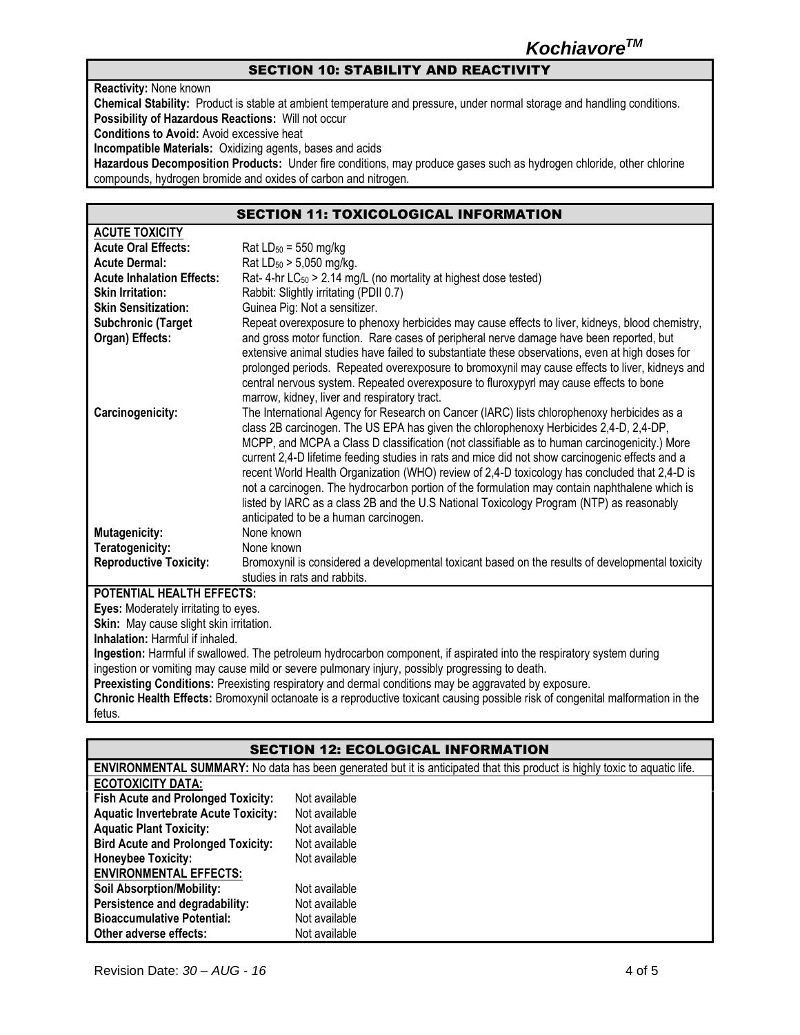## SECTION 10: STABILITY AND REACTIVITY

**Reactivity:** None known

**Chemical Stability:** Product is stable at ambient temperature and pressure, under normal storage and handling conditions.

**Possibility of Hazardous Reactions:** Will not occur

**Conditions to Avoid:** Avoid excessive heat

**Incompatible Materials:** Oxidizing agents, bases and acids

**Hazardous Decomposition Products:** Under fire conditions, may produce gases such as hydrogen chloride, other chlorine compounds, hydrogen bromide and oxides of carbon and nitrogen.

## SECTION 11: TOXICOLOGICAL INFORMATION

**ACUTE TOXICITY**

| | |
|---|---|
| **Acute Oral Effects:** | Rat $LD_{50}$ = 550 mg/kg |
| **Acute Dermal:** | Rat $LD_{50}$ > 5,050 mg/kg. |
| **Acute Inhalation Effects:** | Rat- 4-hr $LC_{50}$ > 2.14 mg/L (no mortality at highest dose tested) |
| **Skin Irritation:** | Rabbit: Slightly irritating (PDII 0.7) |
| **Skin Sensitization:** | Guinea Pig: Not a sensitizer. |
| **Subchronic (Target Organ) Effects:** | Repeat overexposure to phenoxy herbicides may cause effects to liver, kidneys, blood chemistry, and gross motor function. Rare cases of peripheral nerve damage have been reported, but extensive animal studies have failed to substantiate these observations, even at high doses for prolonged periods. Repeated overexposure to bromoxynil may cause effects to liver, kidneys and central nervous system. Repeated overexposure to fluroxypyrl may cause effects to bone marrow, kidney, liver and respiratory tract. |
| **Carcinogenicity:** | The International Agency for Research on Cancer (IARC) lists chlorophenoxy herbicides as a class 2B carcinogen. The US EPA has given the chlorophenoxy Herbicides 2,4-D, 2,4-DP, MCPP, and MCPA a Class D classification (not classifiable as to human carcinogenicity.) More current 2,4-D lifetime feeding studies in rats and mice did not show carcinogenic effects and a recent World Health Organization (WHO) review of 2,4-D toxicology has concluded that 2,4-D is not a carcinogen. The hydrocarbon portion of the formulation may contain naphthalene which is listed by IARC as a class 2B and the U.S National Toxicology Program (NTP) as reasonably anticipated to be a human carcinogen. |
| **Mutagenicity:** | None known |
| **Teratogenicity:** | None known |
| **Reproductive Toxicity:** | Bromoxynil is considered a developmental toxicant based on the results of developmental toxicity studies in rats and rabbits. |

**POTENTIAL HEALTH EFFECTS:**

**Eyes:** Moderately irritating to eyes.

**Skin:** May cause slight skin irritation.

**Inhalation:** Harmful if inhaled.

**Ingestion:** Harmful if swallowed. The petroleum hydrocarbon component, if aspirated into the respiratory system during ingestion or vomiting may cause mild or severe pulmonary injury, possibly progressing to death.

**Preexisting Conditions:** Preexisting respiratory and dermal conditions may be aggravated by exposure.

**Chronic Health Effects:** Bromoxynil octanoate is a reproductive toxicant causing possible risk of congenital malformation in the fetus.

## SECTION 12: ECOLOGICAL INFORMATION

**ENVIRONMENTAL SUMMARY:** No data has been generated but it is anticipated that this product is highly toxic to aquatic life.

**ECOTOXICITY DATA:**

| | |
|---|---|
| **Fish Acute and Prolonged Toxicity:** | Not available |
| **Aquatic Invertebrate Acute Toxicity:** | Not available |
| **Aquatic Plant Toxicity:** | Not available |
| **Bird Acute and Prolonged Toxicity:** | Not available |
| **Honeybee Toxicity:** | Not available |

**ENVIRONMENTAL EFFECTS:**

| | |
|---|---|
| **Soil Absorption/Mobility:** | Not available |
| **Persistence and degradability:** | Not available |
| **Bioaccumulative Potential:** | Not available |
| **Other adverse effects:** | Not available |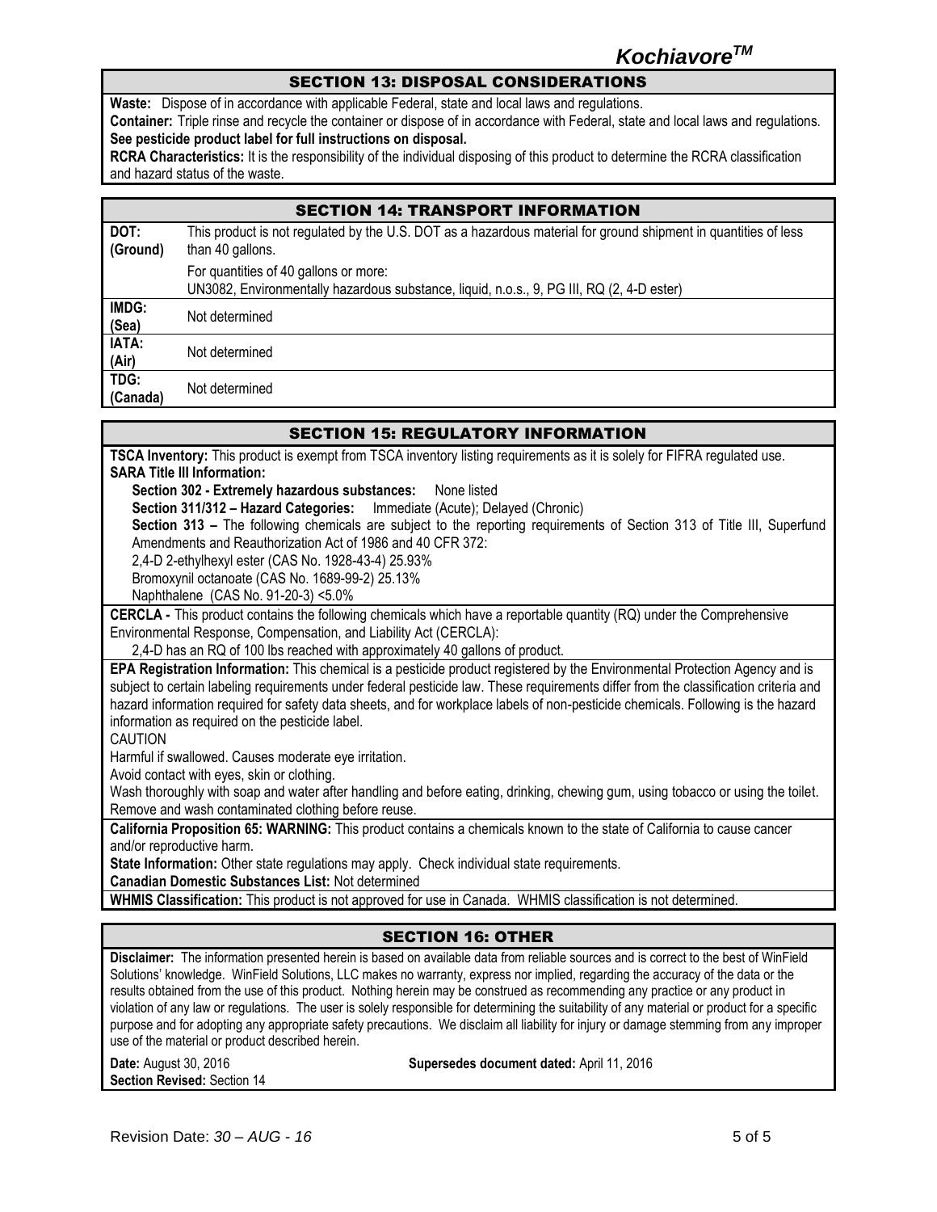## SECTION 13: DISPOSAL CONSIDERATIONS

**Waste:** Dispose of in accordance with applicable Federal, state and local laws and regulations.
**Container:** Triple rinse and recycle the container or dispose of in accordance with Federal, state and local laws and regulations.
**See pesticide product label for full instructions on disposal.**
**RCRA Characteristics:** It is the responsibility of the individual disposing of this product to determine the RCRA classification and hazard status of the waste.

## SECTION 14: TRANSPORT INFORMATION

| | |
|---|---|
| **DOT: (Ground)** | This product is not regulated by the U.S. DOT as a hazardous material for ground shipment in quantities of less than 40 gallons.<br>For quantities of 40 gallons or more:<br>UN3082, Environmentally hazardous substance, liquid, n.o.s., 9, PG III, RQ (2, 4-D ester) |
| **IMDG: (Sea)** | Not determined |
| **IATA: (Air)** | Not determined |
| **TDG: (Canada)** | Not determined |

## SECTION 15: REGULATORY INFORMATION

**TSCA Inventory:** This product is exempt from TSCA inventory listing requirements as it is solely for FIFRA regulated use.
**SARA Title III Information:**
**Section 302 - Extremely hazardous substances:** None listed
**Section 311/312 – Hazard Categories:** Immediate (Acute); Delayed (Chronic)
**Section 313 –** The following chemicals are subject to the reporting requirements of Section 313 of Title III, Superfund Amendments and Reauthorization Act of 1986 and 40 CFR 372:
2,4-D 2-ethylhexyl ester (CAS No. 1928-43-4) 25.93%
Bromoxynil octanoate (CAS No. 1689-99-2) 25.13%
Naphthalene (CAS No. 91-20-3) <5.0%

**CERCLA -** This product contains the following chemicals which have a reportable quantity (RQ) under the Comprehensive Environmental Response, Compensation, and Liability Act (CERCLA):
2,4-D has an RQ of 100 lbs reached with approximately 40 gallons of product.

**EPA Registration Information:** This chemical is a pesticide product registered by the Environmental Protection Agency and is subject to certain labeling requirements under federal pesticide law. These requirements differ from the classification criteria and hazard information required for safety data sheets, and for workplace labels of non-pesticide chemicals. Following is the hazard information as required on the pesticide label.
CAUTION
Harmful if swallowed. Causes moderate eye irritation.
Avoid contact with eyes, skin or clothing.
Wash thoroughly with soap and water after handling and before eating, drinking, chewing gum, using tobacco or using the toilet.
Remove and wash contaminated clothing before reuse.

**California Proposition 65: WARNING:** This product contains a chemicals known to the state of California to cause cancer and/or reproductive harm.
**State Information:** Other state regulations may apply. Check individual state requirements.
**Canadian Domestic Substances List:** Not determined
**WHMIS Classification:** This product is not approved for use in Canada. WHMIS classification is not determined.

## SECTION 16: OTHER

**Disclaimer:** The information presented herein is based on available data from reliable sources and is correct to the best of WinField Solutions' knowledge. WinField Solutions, LLC makes no warranty, express nor implied, regarding the accuracy of the data or the results obtained from the use of this product. Nothing herein may be construed as recommending any practice or any product in violation of any law or regulations. The user is solely responsible for determining the suitability of any material or product for a specific purpose and for adopting any appropriate safety precautions. We disclaim all liability for injury or damage stemming from any improper use of the material or product described herein.

**Date:** August 30, 2016 **Supersedes document dated:** April 11, 2016
**Section Revised:** Section 14